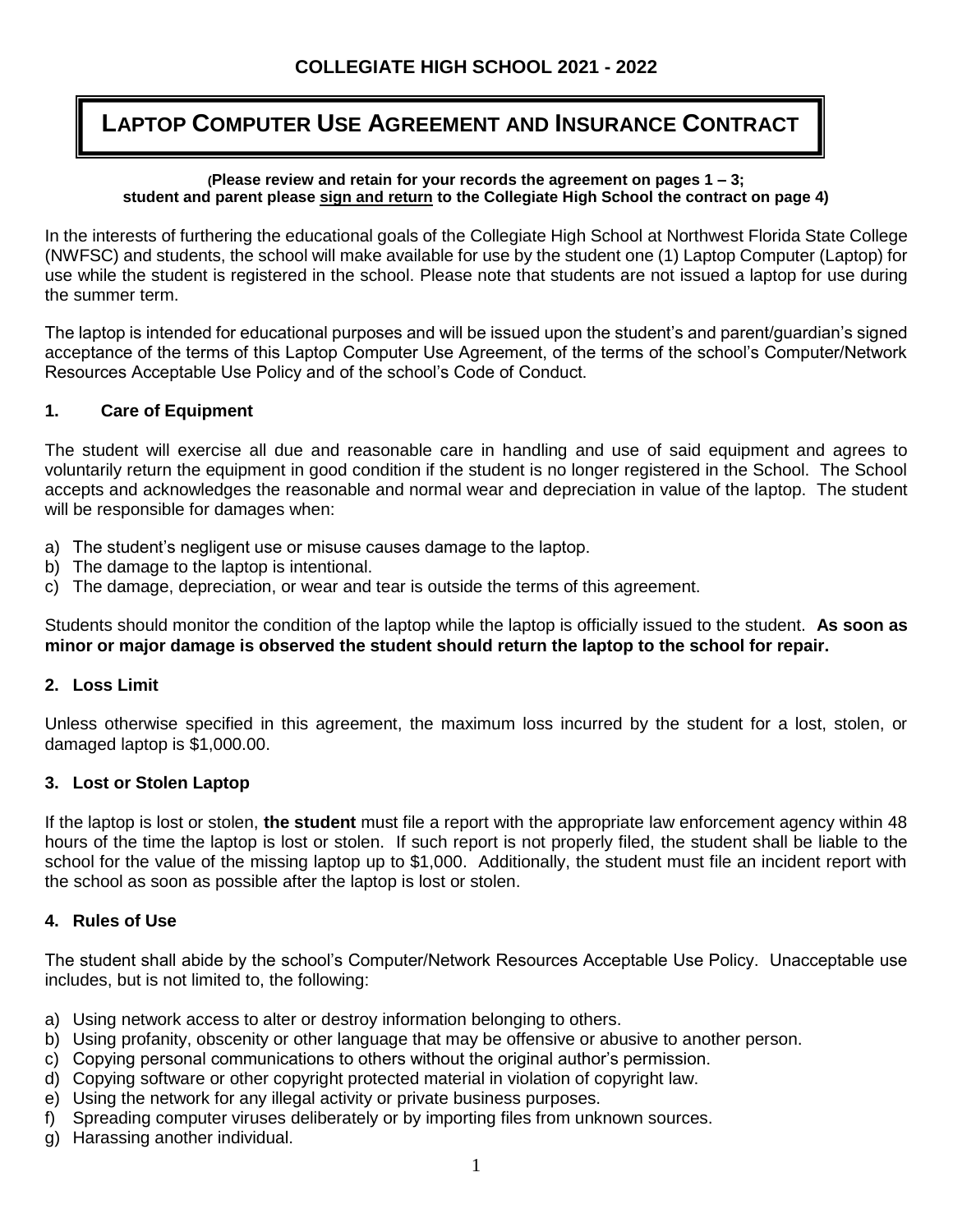## COLLEGIATE HIGH SCHOOL 2021 - 2022

# LAPTOP COMPUTER USE AGREEMENT AND INSURANCE CONTRACT

**(Please review and retain for your records the agreement on pages 1 – 3; student and parent please sign and return to the Collegiate High School the contract on page 4)**

In the interests of furthering the educational goals of the Collegiate High School at Northwest Florida State College (NWFSC) and students, the school will make available for use by the student one (1) Laptop Computer (Laptop) for use while the student is registered in the school. Please note that students are not issued a laptop for use during the summer term.

The laptop is intended for educational purposes and will be issued upon the student's and parent/guardian's signed acceptance of the terms of this Laptop Computer Use Agreement, of the terms of the school's Computer/Network Resources Acceptable Use Policy and of the school's Code of Conduct.

### 1. Care of Equipment

The student will exercise all due and reasonable care in handling and use of said equipment and agrees to voluntarily return the equipment in good condition if the student is no longer registered in the School. The School accepts and acknowledges the reasonable and normal wear and depreciation in value of the laptop. The student will be responsible for damages when:

a) The student's negligent use or misuse causes damage to the laptop.
b) The damage to the laptop is intentional.
c) The damage, depreciation, or wear and tear is outside the terms of this agreement.

Students should monitor the condition of the laptop while the laptop is officially issued to the student. **As soon as minor or major damage is observed the student should return the laptop to the school for repair.**

### 2. Loss Limit

Unless otherwise specified in this agreement, the maximum loss incurred by the student for a lost, stolen, or damaged laptop is $1,000.00.

### 3. Lost or Stolen Laptop

If the laptop is lost or stolen, **the student** must file a report with the appropriate law enforcement agency within 48 hours of the time the laptop is lost or stolen. If such report is not properly filed, the student shall be liable to the school for the value of the missing laptop up to $1,000. Additionally, the student must file an incident report with the school as soon as possible after the laptop is lost or stolen.

### 4. Rules of Use

The student shall abide by the school's Computer/Network Resources Acceptable Use Policy. Unacceptable use includes, but is not limited to, the following:

a) Using network access to alter or destroy information belonging to others.
b) Using profanity, obscenity or other language that may be offensive or abusive to another person.
c) Copying personal communications to others without the original author's permission.
d) Copying software or other copyright protected material in violation of copyright law.
e) Using the network for any illegal activity or private business purposes.
f) Spreading computer viruses deliberately or by importing files from unknown sources.
g) Harassing another individual.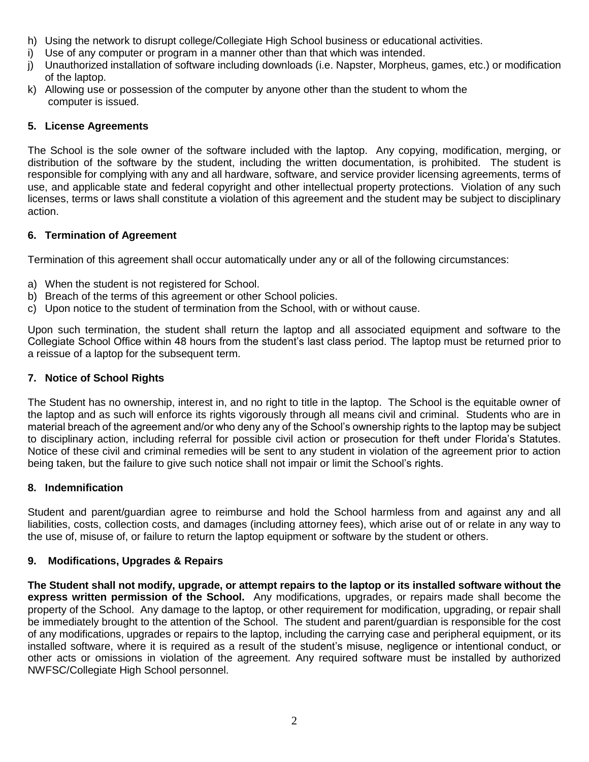h) Using the network to disrupt college/Collegiate High School business or educational activities.
i) Use of any computer or program in a manner other than that which was intended.
j) Unauthorized installation of software including downloads (i.e. Napster, Morpheus, games, etc.) or modification of the laptop.
k) Allowing use or possession of the computer by anyone other than the student to whom the computer is issued.

### 5. License Agreements

The School is the sole owner of the software included with the laptop. Any copying, modification, merging, or distribution of the software by the student, including the written documentation, is prohibited. The student is responsible for complying with any and all hardware, software, and service provider licensing agreements, terms of use, and applicable state and federal copyright and other intellectual property protections. Violation of any such licenses, terms or laws shall constitute a violation of this agreement and the student may be subject to disciplinary action.

### 6. Termination of Agreement

Termination of this agreement shall occur automatically under any or all of the following circumstances:

a) When the student is not registered for School.
b) Breach of the terms of this agreement or other School policies.
c) Upon notice to the student of termination from the School, with or without cause.

Upon such termination, the student shall return the laptop and all associated equipment and software to the Collegiate School Office within 48 hours from the student's last class period. The laptop must be returned prior to a reissue of a laptop for the subsequent term.

### 7. Notice of School Rights

The Student has no ownership, interest in, and no right to title in the laptop. The School is the equitable owner of the laptop and as such will enforce its rights vigorously through all means civil and criminal. Students who are in material breach of the agreement and/or who deny any of the School's ownership rights to the laptop may be subject to disciplinary action, including referral for possible civil action or prosecution for theft under Florida's Statutes. Notice of these civil and criminal remedies will be sent to any student in violation of the agreement prior to action being taken, but the failure to give such notice shall not impair or limit the School's rights.

### 8. Indemnification

Student and parent/guardian agree to reimburse and hold the School harmless from and against any and all liabilities, costs, collection costs, and damages (including attorney fees), which arise out of or relate in any way to the use of, misuse of, or failure to return the laptop equipment or software by the student or others.

### 9. Modifications, Upgrades & Repairs

**The Student shall not modify, upgrade, or attempt repairs to the laptop or its installed software without the express written permission of the School.** Any modifications, upgrades, or repairs made shall become the property of the School. Any damage to the laptop, or other requirement for modification, upgrading, or repair shall be immediately brought to the attention of the School. The student and parent/guardian is responsible for the cost of any modifications, upgrades or repairs to the laptop, including the carrying case and peripheral equipment, or its installed software, where it is required as a result of the student's misuse, negligence or intentional conduct, or other acts or omissions in violation of the agreement. Any required software must be installed by authorized NWFSC/Collegiate High School personnel.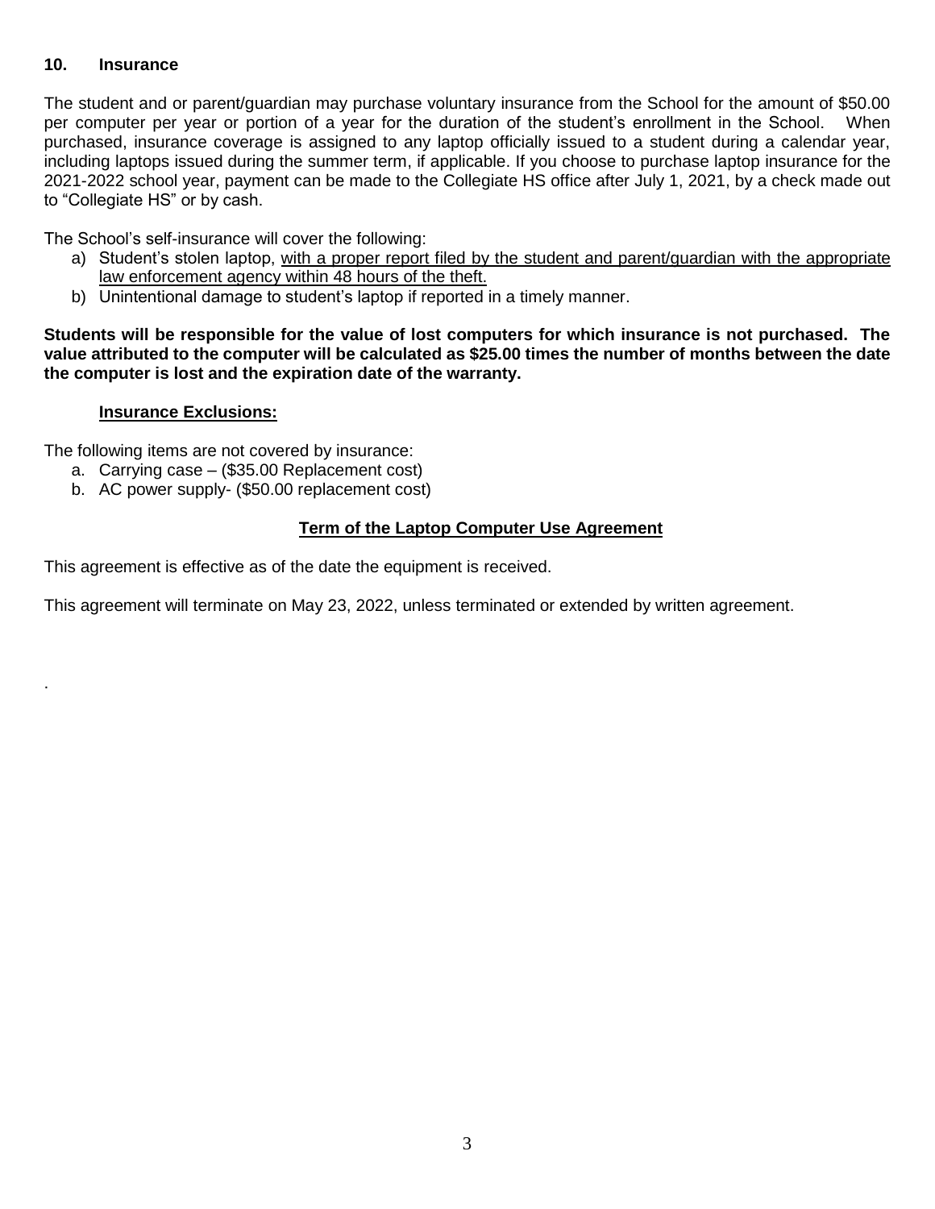## 10. Insurance

The student and or parent/guardian may purchase voluntary insurance from the School for the amount of $50.00 per computer per year or portion of a year for the duration of the student's enrollment in the School. When purchased, insurance coverage is assigned to any laptop officially issued to a student during a calendar year, including laptops issued during the summer term, if applicable. If you choose to purchase laptop insurance for the 2021-2022 school year, payment can be made to the Collegiate HS office after July 1, 2021, by a check made out to "Collegiate HS" or by cash.

The School's self-insurance will cover the following:

a) Student's stolen laptop, <u>with a proper report filed by the student and parent/guardian with the appropriate law enforcement agency within 48 hours of the theft.</u>
b) Unintentional damage to student's laptop if reported in a timely manner.

**Students will be responsible for the value of lost computers for which insurance is not purchased. The value attributed to the computer will be calculated as $25.00 times the number of months between the date the computer is lost and the expiration date of the warranty.**

**<u>Insurance Exclusions:</u>**

The following items are not covered by insurance:

a. Carrying case – ($35.00 Replacement cost)
b. AC power supply- ($50.00 replacement cost)

### <u>Term of the Laptop Computer Use Agreement</u>

This agreement is effective as of the date the equipment is received.

This agreement will terminate on May 23, 2022, unless terminated or extended by written agreement.

.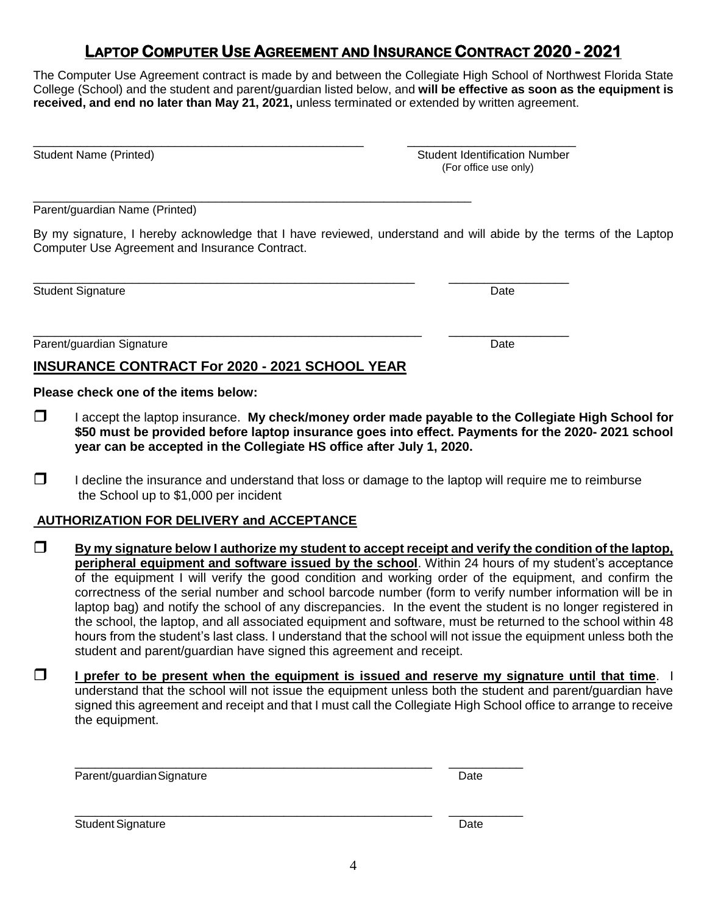# LAPTOP COMPUTER USE AGREEMENT AND INSURANCE CONTRACT 2020 - 2021

The Computer Use Agreement contract is made by and between the Collegiate High School of Northwest Florida State College (School) and the student and parent/guardian listed below, and **will be effective as soon as the equipment is received, and end no later than May 21, 2021,** unless terminated or extended by written agreement.

\_\_\_\_\_\_\_\_\_\_\_\_\_\_\_\_\_\_\_\_\_\_\_\_\_\_\_\_\_\_\_\_\_\_\_\_\_\_\_\_\_\_\_\_ \_\_\_\_\_\_\_\_\_\_\_\_\_\_\_\_\_\_\_\_\_\_\_\_
Student Name (Printed) Student Identification Number (For office use only)

\_\_\_\_\_\_\_\_\_\_\_\_\_\_\_\_\_\_\_\_\_\_\_\_\_\_\_\_\_\_\_\_\_\_\_\_\_\_\_\_\_\_\_\_\_\_\_\_\_\_\_\_\_\_\_\_\_\_\_\_
Parent/guardian Name (Printed)

By my signature, I hereby acknowledge that I have reviewed, understand and will abide by the terms of the Laptop Computer Use Agreement and Insurance Contract.

\_\_\_\_\_\_\_\_\_\_\_\_\_\_\_\_\_\_\_\_\_\_\_\_\_\_\_\_\_\_\_\_\_\_\_\_\_\_\_\_\_\_\_\_\_\_\_\_\_\_\_\_ \_\_\_\_\_\_\_\_\_\_\_\_\_\_\_\_\_
Student Signature Date

\_\_\_\_\_\_\_\_\_\_\_\_\_\_\_\_\_\_\_\_\_\_\_\_\_\_\_\_\_\_\_\_\_\_\_\_\_\_\_\_\_\_\_\_\_\_\_\_\_\_\_\_ \_\_\_\_\_\_\_\_\_\_\_\_\_\_\_\_\_
Parent/guardian Signature Date

## INSURANCE CONTRACT For 2020 - 2021 SCHOOL YEAR

**Please check one of the items below:**

- ☐ I accept the laptop insurance. **My check/money order made payable to the Collegiate High School for $50 must be provided before laptop insurance goes into effect. Payments for the 2020- 2021 school year can be accepted in the Collegiate HS office after July 1, 2020.**

- ☐ I decline the insurance and understand that loss or damage to the laptop will require me to reimburse the School up to $1,000 per incident

## AUTHORIZATION FOR DELIVERY and ACCEPTANCE

- ☐ **By my signature below I authorize my student to accept receipt and verify the condition of the laptop, peripheral equipment and software issued by the school**. Within 24 hours of my student's acceptance of the equipment I will verify the good condition and working order of the equipment, and confirm the correctness of the serial number and school barcode number (form to verify number information will be in laptop bag) and notify the school of any discrepancies. In the event the student is no longer registered in the school, the laptop, and all associated equipment and software, must be returned to the school within 48 hours from the student's last class. I understand that the school will not issue the equipment unless both the student and parent/guardian have signed this agreement and receipt.

- ☐ **I prefer to be present when the equipment is issued and reserve my signature until that time**. I understand that the school will not issue the equipment unless both the student and parent/guardian have signed this agreement and receipt and that I must call the Collegiate High School office to arrange to receive the equipment.

\_\_\_\_\_\_\_\_\_\_\_\_\_\_\_\_\_\_\_\_\_\_\_\_\_\_\_\_\_\_\_\_\_\_\_\_\_\_\_\_\_\_\_\_\_\_\_\_ \_\_\_\_\_\_\_\_\_\_
Parent/guardian Signature Date

\_\_\_\_\_\_\_\_\_\_\_\_\_\_\_\_\_\_\_\_\_\_\_\_\_\_\_\_\_\_\_\_\_\_\_\_\_\_\_\_\_\_\_\_\_\_\_\_ \_\_\_\_\_\_\_\_\_\_
Student Signature Date